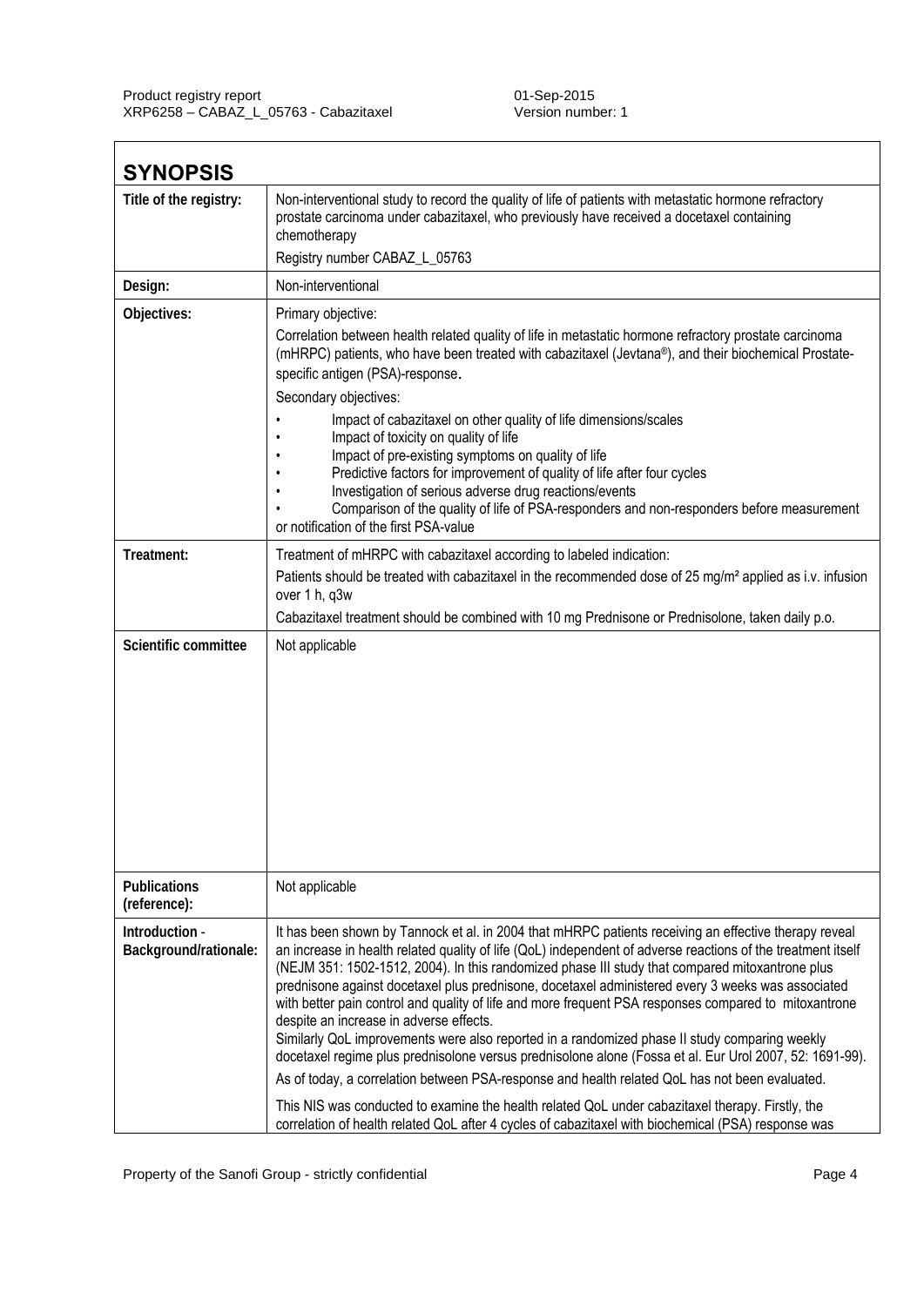## SYNOPSIS

| | |
|---|---|
| **Title of the registry:** | Non-interventional study to record the quality of life of patients with metastatic hormone refractory prostate carcinoma under cabazitaxel, who previously have received a docetaxel containing chemotherapy<br>Registry number CABAZ_L_05763 |
| **Design:** | Non-interventional |
| **Objectives:** | Primary objective:<br>Correlation between health related quality of life in metastatic hormone refractory prostate carcinoma (mHRPC) patients, who have been treated with cabazitaxel (Jevtana®), and their biochemical Prostate-specific antigen (PSA)-response.<br>Secondary objectives:<br>• Impact of cabazitaxel on other quality of life dimensions/scales<br>• Impact of toxicity on quality of life<br>• Impact of pre-existing symptoms on quality of life<br>• Predictive factors for improvement of quality of life after four cycles<br>• Investigation of serious adverse drug reactions/events<br>• Comparison of the quality of life of PSA-responders and non-responders before measurement or notification of the first PSA-value |
| **Treatment:** | Treatment of mHRPC with cabazitaxel according to labeled indication:<br>Patients should be treated with cabazitaxel in the recommended dose of 25 mg/m² applied as i.v. infusion over 1 h, q3w<br>Cabazitaxel treatment should be combined with 10 mg Prednisone or Prednisolone, taken daily p.o. |
| **Scientific committee** | Not applicable |
| **Publications (reference):** | Not applicable |
| **Introduction - Background/rationale:** | It has been shown by Tannock et al. in 2004 that mHRPC patients receiving an effective therapy reveal an increase in health related quality of life (QoL) independent of adverse reactions of the treatment itself (NEJM 351: 1502-1512, 2004). In this randomized phase III study that compared mitoxantrone plus prednisone against docetaxel plus prednisone, docetaxel administered every 3 weeks was associated with better pain control and quality of life and more frequent PSA responses compared to mitoxantrone despite an increase in adverse effects.<br>Similarly QoL improvements were also reported in a randomized phase II study comparing weekly docetaxel regime plus prednisolone versus prednisolone alone (Fossa et al. Eur Urol 2007, 52: 1691-99).<br>As of today, a correlation between PSA-response and health related QoL has not been evaluated.<br>This NIS was conducted to examine the health related QoL under cabazitaxel therapy. Firstly, the correlation of health related QoL after 4 cycles of cabazitaxel with biochemical (PSA) response was |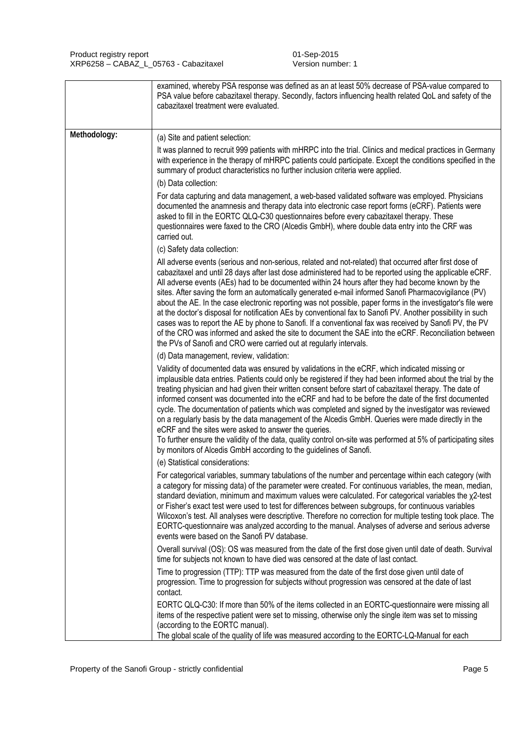| | |
|---|---|
| | examined, whereby PSA response was defined as an at least 50% decrease of PSA-value compared to PSA value before cabazitaxel therapy. Secondly, factors influencing health related QoL and safety of the cabazitaxel treatment were evaluated. |
| **Methodology:** | (a) Site and patient selection:<br><br>It was planned to recruit 999 patients with mHRPC into the trial. Clinics and medical practices in Germany with experience in the therapy of mHRPC patients could participate. Except the conditions specified in the summary of product characteristics no further inclusion criteria were applied.<br><br>(b) Data collection:<br><br>For data capturing and data management, a web-based validated software was employed. Physicians documented the anamnesis and therapy data into electronic case report forms (eCRF). Patients were asked to fill in the EORTC QLQ-C30 questionnaires before every cabazitaxel therapy. These questionnaires were faxed to the CRO (Alcedis GmbH), where double data entry into the CRF was carried out.<br><br>(c) Safety data collection:<br><br>All adverse events (serious and non-serious, related and not-related) that occurred after first dose of cabazitaxel and until 28 days after last dose administered had to be reported using the applicable eCRF. All adverse events (AEs) had to be documented within 24 hours after they had become known by the sites. After saving the form an automatically generated e-mail informed Sanofi Pharmacovigilance (PV) about the AE. In the case electronic reporting was not possible, paper forms in the investigator's file were at the doctor's disposal for notification AEs by conventional fax to Sanofi PV. Another possibility in such cases was to report the AE by phone to Sanofi. If a conventional fax was received by Sanofi PV, the PV of the CRO was informed and asked the site to document the SAE into the eCRF. Reconciliation between the PVs of Sanofi and CRO were carried out at regularly intervals.<br><br>(d) Data management, review, validation:<br><br>Validity of documented data was ensured by validations in the eCRF, which indicated missing or implausible data entries. Patients could only be registered if they had been informed about the trial by the treating physician and had given their written consent before start of cabazitaxel therapy. The date of informed consent was documented into the eCRF and had to be before the date of the first documented cycle. The documentation of patients which was completed and signed by the investigator was reviewed on a regularly basis by the data management of the Alcedis GmbH. Queries were made directly in the eCRF and the sites were asked to answer the queries.<br>To further ensure the validity of the data, quality control on-site was performed at 5% of participating sites by monitors of Alcedis GmbH according to the guidelines of Sanofi.<br><br>(e) Statistical considerations:<br><br>For categorical variables, summary tabulations of the number and percentage within each category (with a category for missing data) of the parameter were created. For continuous variables, the mean, median, standard deviation, minimum and maximum values were calculated. For categorical variables the $\chi^2$-test or Fisher's exact test were used to test for differences between subgroups, for continuous variables Wilcoxon's test. All analyses were descriptive. Therefore no correction for multiple testing took place. The EORTC-questionnaire was analyzed according to the manual. Analyses of adverse and serious adverse events were based on the Sanofi PV database.<br><br>Overall survival (OS): OS was measured from the date of the first dose given until date of death. Survival time for subjects not known to have died was censored at the date of last contact.<br><br>Time to progression (TTP): TTP was measured from the date of the first dose given until date of progression. Time to progression for subjects without progression was censored at the date of last contact.<br><br>EORTC QLQ-C30: If more than 50% of the items collected in an EORTC-questionnaire were missing all items of the respective patient were set to missing, otherwise only the single item was set to missing (according to the EORTC manual).<br>The global scale of the quality of life was measured according to the EORTC-LQ-Manual for each |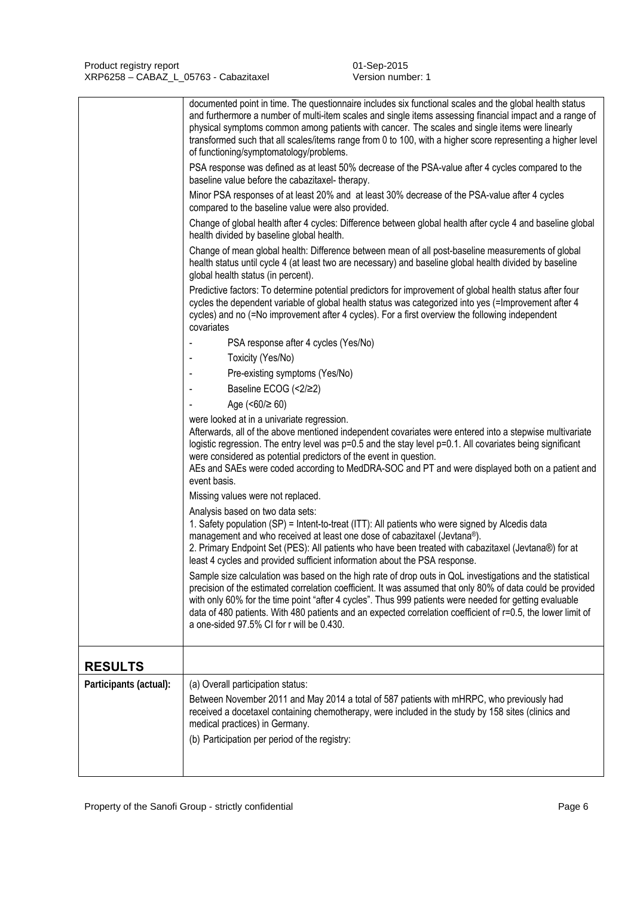| | |
|---|---|
| | documented point in time. The questionnaire includes six functional scales and the global health status and furthermore a number of multi-item scales and single items assessing financial impact and a range of physical symptoms common among patients with cancer. The scales and single items were linearly transformed such that all scales/items range from 0 to 100, with a higher score representing a higher level of functioning/symptomatology/problems.<br><br>PSA response was defined as at least 50% decrease of the PSA-value after 4 cycles compared to the baseline value before the cabazitaxel- therapy.<br><br>Minor PSA responses of at least 20% and at least 30% decrease of the PSA-value after 4 cycles compared to the baseline value were also provided.<br><br>Change of global health after 4 cycles: Difference between global health after cycle 4 and baseline global health divided by baseline global health.<br><br>Change of mean global health: Difference between mean of all post-baseline measurements of global health status until cycle 4 (at least two are necessary) and baseline global health divided by baseline global health status (in percent).<br><br>Predictive factors: To determine potential predictors for improvement of global health status after four cycles the dependent variable of global health status was categorized into yes (=Improvement after 4 cycles) and no (=No improvement after 4 cycles). For a first overview the following independent covariates<br>- PSA response after 4 cycles (Yes/No)<br>- Toxicity (Yes/No)<br>- Pre-existing symptoms (Yes/No)<br>- Baseline ECOG (<2/≥2)<br>- Age (<60/≥ 60)<br><br>were looked at in a univariate regression.<br>Afterwards, all of the above mentioned independent covariates were entered into a stepwise multivariate logistic regression. The entry level was p=0.5 and the stay level p=0.1. All covariates being significant were considered as potential predictors of the event in question.<br>AEs and SAEs were coded according to MedDRA-SOC and PT and were displayed both on a patient and event basis.<br><br>Missing values were not replaced.<br><br>Analysis based on two data sets:<br>1. Safety population (SP) = Intent-to-treat (ITT): All patients who were signed by Alcedis data management and who received at least one dose of cabazitaxel (Jevtana®).<br>2. Primary Endpoint Set (PES): All patients who have been treated with cabazitaxel (Jevtana®) for at least 4 cycles and provided sufficient information about the PSA response.<br><br>Sample size calculation was based on the high rate of drop outs in QoL investigations and the statistical precision of the estimated correlation coefficient. It was assumed that only 80% of data could be provided with only 60% for the time point "after 4 cycles". Thus 999 patients were needed for getting evaluable data of 480 patients. With 480 patients and an expected correlation coefficient of r=0.5, the lower limit of a one-sided 97.5% CI for r will be 0.430. |
| **RESULTS** | |
| **Participants (actual):** | (a) Overall participation status:<br><br>Between November 2011 and May 2014 a total of 587 patients with mHRPC, who previously had received a docetaxel containing chemotherapy, were included in the study by 158 sites (clinics and medical practices) in Germany.<br><br>(b) Participation per period of the registry: |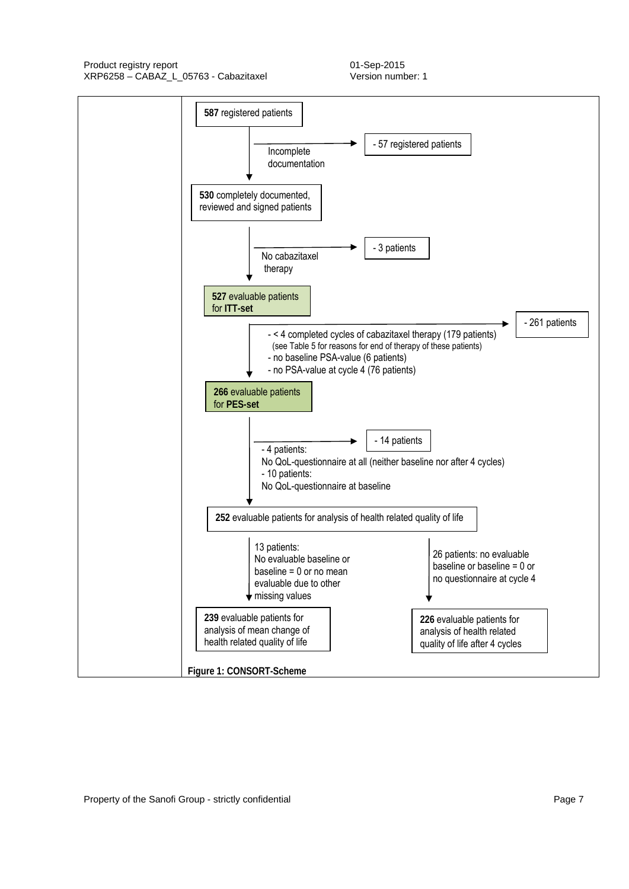**587** registered patients

→ Incomplete documentation: - 57 registered patients

**530** completely documented, reviewed and signed patients

→ No cabazitaxel therapy: - 3 patients

**527** evaluable patients for **ITT-set**

→ - 261 patients:
- < 4 completed cycles of cabazitaxel therapy (179 patients) (see Table 5 for reasons for end of therapy of these patients)
- no baseline PSA-value (6 patients)
- no PSA-value at cycle 4 (76 patients)

**266** evaluable patients for **PES-set**

→ - 14 patients:
- 4 patients: No QoL-questionnaire at all (neither baseline nor after 4 cycles)
- 10 patients: No QoL-questionnaire at baseline

**252** evaluable patients for analysis of health related quality of life

→ 13 patients: No evaluable baseline or baseline = 0 or no mean evaluable due to other missing values

**239** evaluable patients for analysis of mean change of health related quality of life

→ 26 patients: no evaluable baseline or baseline = 0 or no questionnaire at cycle 4

**226** evaluable patients for analysis of health related quality of life after 4 cycles

**Figure 1: CONSORT-Scheme**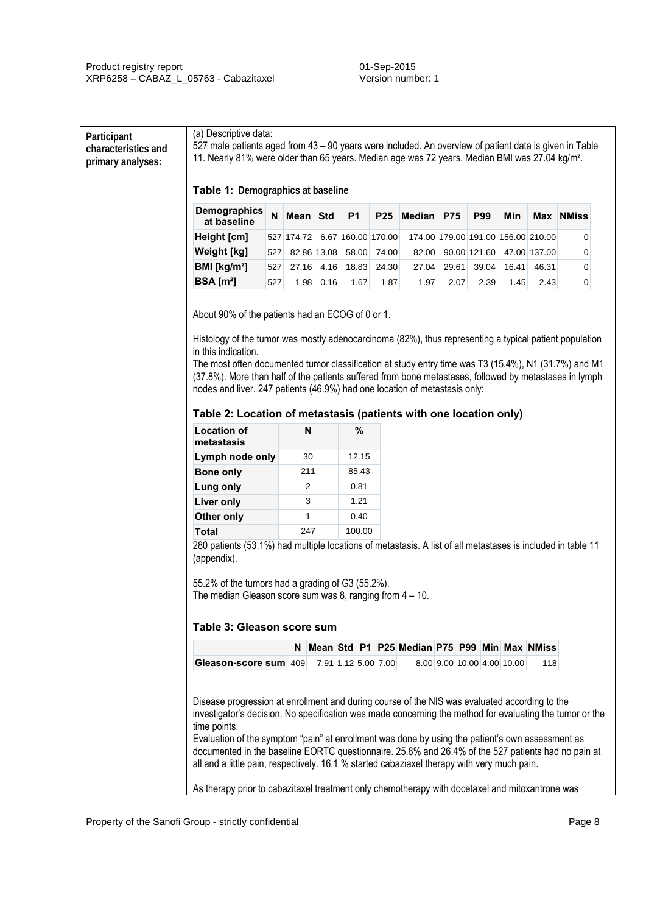**Participant characteristics and primary analyses:**

(a) Descriptive data:
527 male patients aged from 43 – 90 years were included. An overview of patient data is given in Table 11. Nearly 81% were older than 65 years. Median age was 72 years. Median BMI was 27.04 kg/m².

**Table 1: Demographics at baseline**

| Demographics at baseline | N | Mean | Std | P1 | P25 | Median | P75 | P99 | Min | Max | NMiss |
|---|---|---|---|---|---|---|---|---|---|---|---|
| Height [cm] | 527 | 174.72 | 6.67 | 160.00 | 170.00 | 174.00 | 179.00 | 191.00 | 156.00 | 210.00 | 0 |
| Weight [kg] | 527 | 82.86 | 13.08 | 58.00 | 74.00 | 82.00 | 90.00 | 121.60 | 47.00 | 137.00 | 0 |
| BMI [kg/m²] | 527 | 27.16 | 4.16 | 18.83 | 24.30 | 27.04 | 29.61 | 39.04 | 16.41 | 46.31 | 0 |
| BSA [m²] | 527 | 1.98 | 0.16 | 1.67 | 1.87 | 1.97 | 2.07 | 2.39 | 1.45 | 2.43 | 0 |

About 90% of the patients had an ECOG of 0 or 1.

Histology of the tumor was mostly adenocarcinoma (82%), thus representing a typical patient population in this indication.
The most often documented tumor classification at study entry time was T3 (15.4%), N1 (31.7%) and M1 (37.8%). More than half of the patients suffered from bone metastases, followed by metastases in lymph nodes and liver. 247 patients (46.9%) had one location of metastasis only:

**Table 2: Location of metastasis (patients with one location only)**

| Location of metastasis | N | % |
|---|---|---|
| Lymph node only | 30 | 12.15 |
| Bone only | 211 | 85.43 |
| Lung only | 2 | 0.81 |
| Liver only | 3 | 1.21 |
| Other only | 1 | 0.40 |
| Total | 247 | 100.00 |

280 patients (53.1%) had multiple locations of metastasis. A list of all metastases is included in table 11 (appendix).

55.2% of the tumors had a grading of G3 (55.2%).
The median Gleason score sum was 8, ranging from 4 – 10.

**Table 3: Gleason score sum**

| | N | Mean | Std | P1 | P25 | Median | P75 | P99 | Min | Max | NMiss |
|---|---|---|---|---|---|---|---|---|---|---|---|
| Gleason-score sum | 409 | 7.91 | 1.12 | 5.00 | 7.00 | 8.00 | 9.00 | 10.00 | 4.00 | 10.00 | 118 |

Disease progression at enrollment and during course of the NIS was evaluated according to the investigator's decision. No specification was made concerning the method for evaluating the tumor or the time points.
Evaluation of the symptom "pain" at enrollment was done by using the patient's own assessment as documented in the baseline EORTC questionnaire. 25.8% and 26.4% of the 527 patients had no pain at all and a little pain, respectively. 16.1 % started cabaziaxel therapy with very much pain.

As therapy prior to cabazitaxel treatment only chemotherapy with docetaxel and mitoxantrone was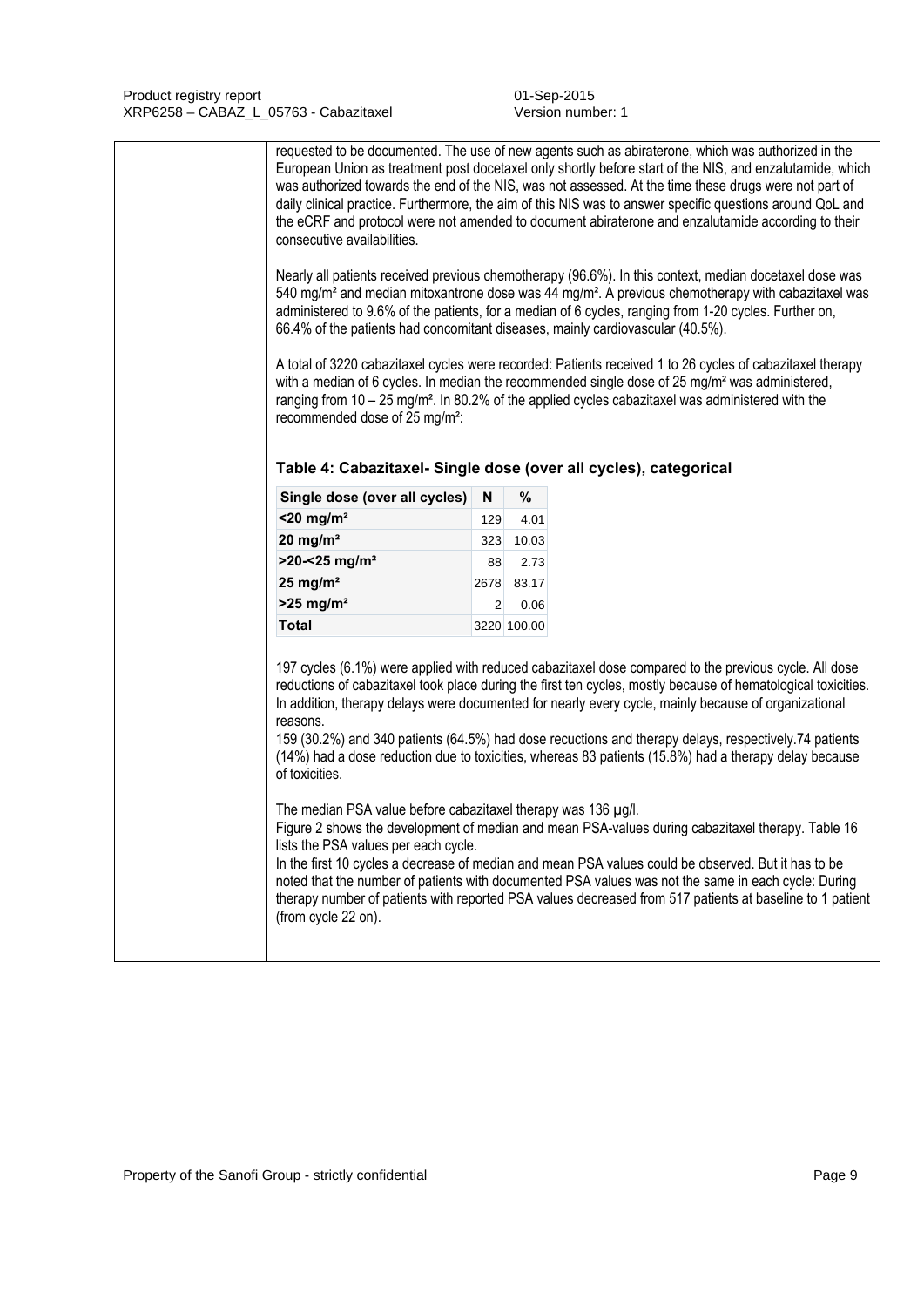requested to be documented. The use of new agents such as abiraterone, which was authorized in the European Union as treatment post docetaxel only shortly before start of the NIS, and enzalutamide, which was authorized towards the end of the NIS, was not assessed. At the time these drugs were not part of daily clinical practice. Furthermore, the aim of this NIS was to answer specific questions around QoL and the eCRF and protocol were not amended to document abiraterone and enzalutamide according to their consecutive availabilities.

Nearly all patients received previous chemotherapy (96.6%). In this context, median docetaxel dose was 540 mg/m² and median mitoxantrone dose was 44 mg/m². A previous chemotherapy with cabazitaxel was administered to 9.6% of the patients, for a median of 6 cycles, ranging from 1-20 cycles. Further on, 66.4% of the patients had concomitant diseases, mainly cardiovascular (40.5%).

A total of 3220 cabazitaxel cycles were recorded: Patients received 1 to 26 cycles of cabazitaxel therapy with a median of 6 cycles. In median the recommended single dose of 25 mg/m² was administered, ranging from 10 – 25 mg/m². In 80.2% of the applied cycles cabazitaxel was administered with the recommended dose of 25 mg/m²:

### Table 4: Cabazitaxel- Single dose (over all cycles), categorical

| Single dose (over all cycles) | N | % |
|---|---|---|
| **<20 mg/m²** | 129 | 4.01 |
| **20 mg/m²** | 323 | 10.03 |
| **>20-<25 mg/m²** | 88 | 2.73 |
| **25 mg/m²** | 2678 | 83.17 |
| **>25 mg/m²** | 2 | 0.06 |
| **Total** | 3220 | 100.00 |

197 cycles (6.1%) were applied with reduced cabazitaxel dose compared to the previous cycle. All dose reductions of cabazitaxel took place during the first ten cycles, mostly because of hematological toxicities. In addition, therapy delays were documented for nearly every cycle, mainly because of organizational reasons.
159 (30.2%) and 340 patients (64.5%) had dose recuctions and therapy delays, respectively.74 patients (14%) had a dose reduction due to toxicities, whereas 83 patients (15.8%) had a therapy delay because of toxicities.

The median PSA value before cabazitaxel therapy was 136 µg/l.
Figure 2 shows the development of median and mean PSA-values during cabazitaxel therapy. Table 16 lists the PSA values per each cycle.
In the first 10 cycles a decrease of median and mean PSA values could be observed. But it has to be noted that the number of patients with documented PSA values was not the same in each cycle: During therapy number of patients with reported PSA values decreased from 517 patients at baseline to 1 patient (from cycle 22 on).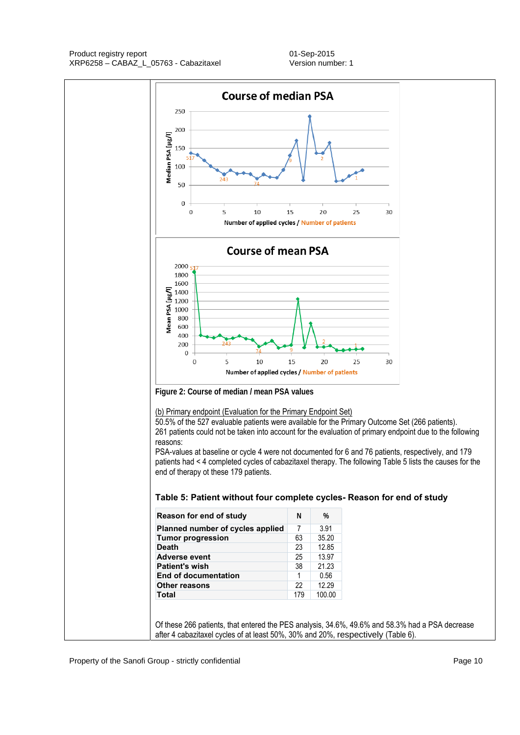Figure 2: Course of median / mean PSA values

(b) Primary endpoint (Evaluation for the Primary Endpoint Set)

50.5% of the 527 evaluable patients were available for the Primary Outcome Set (266 patients).
261 patients could not be taken into account for the evaluation of primary endpoint due to the following reasons:
PSA-values at baseline or cycle 4 were not documented for 6 and 76 patients, respectively, and 179 patients had < 4 completed cycles of cabazitaxel therapy. The following Table 5 lists the causes for the end of therapy ot these 179 patients.

**Table 5: Patient without four complete cycles- Reason for end of study**

| Reason for end of study | N | % |
|---|---|---|
| Planned number of cycles applied | 7 | 3.91 |
| Tumor progression | 63 | 35.20 |
| Death | 23 | 12.85 |
| Adverse event | 25 | 13.97 |
| Patient's wish | 38 | 21.23 |
| End of documentation | 1 | 0.56 |
| Other reasons | 22 | 12.29 |
| Total | 179 | 100.00 |

Of these 266 patients, that entered the PES analysis, 34.6%, 49.6% and 58.3% had a PSA decrease after 4 cabazitaxel cycles of at least 50%, 30% and 20%, respectively (Table 6).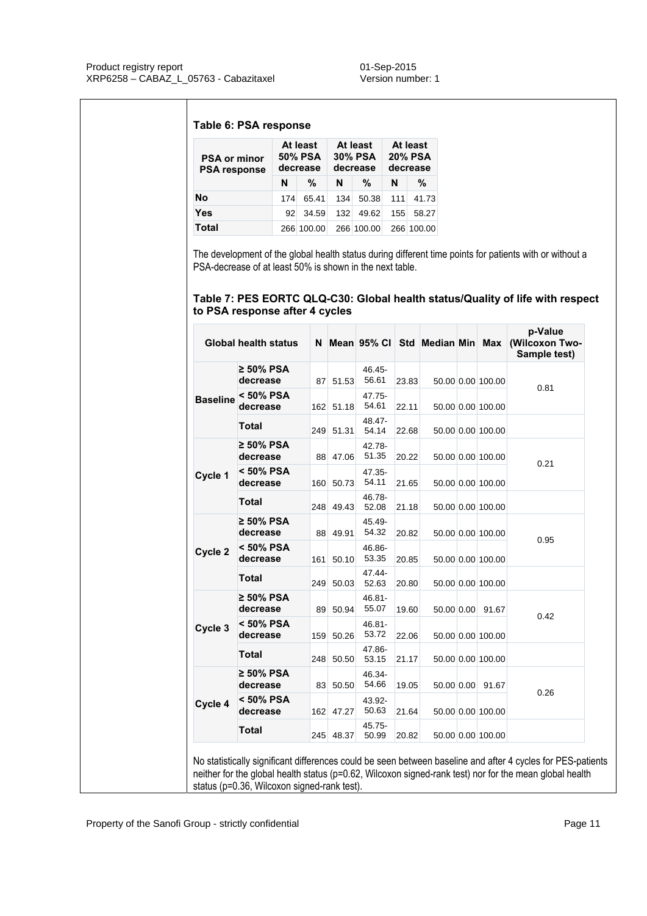**Table 6: PSA response**

| PSA or minor PSA response | At least 50% PSA decrease | | At least 30% PSA decrease | | At least 20% PSA decrease | |
|---|---|---|---|---|---|---|
| | N | % | N | % | N | % |
| No | 174 | 65.41 | 134 | 50.38 | 111 | 41.73 |
| Yes | 92 | 34.59 | 132 | 49.62 | 155 | 58.27 |
| Total | 266 | 100.00 | 266 | 100.00 | 266 | 100.00 |

The development of the global health status during different time points for patients with or without a PSA-decrease of at least 50% is shown in the next table.

**Table 7: PES EORTC QLQ-C30: Global health status/Quality of life with respect to PSA response after 4 cycles**

| Global health status | | N | Mean | 95% CI | Std | Median | Min | Max | p-Value (Wilcoxon Two-Sample test) |
|---|---|---|---|---|---|---|---|---|---|
| Baseline | ≥ 50% PSA decrease | 87 | 51.53 | 46.45-56.61 | 23.83 | 50.00 | 0.00 | 100.00 | 0.81 |
| | < 50% PSA decrease | 162 | 51.18 | 47.75-54.61 | 22.11 | 50.00 | 0.00 | 100.00 | |
| | Total | 249 | 51.31 | 48.47-54.14 | 22.68 | 50.00 | 0.00 | 100.00 | |
| Cycle 1 | ≥ 50% PSA decrease | 88 | 47.06 | 42.78-51.35 | 20.22 | 50.00 | 0.00 | 100.00 | 0.21 |
| | < 50% PSA decrease | 160 | 50.73 | 47.35-54.11 | 21.65 | 50.00 | 0.00 | 100.00 | |
| | Total | 248 | 49.43 | 46.78-52.08 | 21.18 | 50.00 | 0.00 | 100.00 | |
| Cycle 2 | ≥ 50% PSA decrease | 88 | 49.91 | 45.49-54.32 | 20.82 | 50.00 | 0.00 | 100.00 | 0.95 |
| | < 50% PSA decrease | 161 | 50.10 | 46.86-53.35 | 20.85 | 50.00 | 0.00 | 100.00 | |
| | Total | 249 | 50.03 | 47.44-52.63 | 20.80 | 50.00 | 0.00 | 100.00 | |
| Cycle 3 | ≥ 50% PSA decrease | 89 | 50.94 | 46.81-55.07 | 19.60 | 50.00 | 0.00 | 91.67 | 0.42 |
| | < 50% PSA decrease | 159 | 50.26 | 46.81-53.72 | 22.06 | 50.00 | 0.00 | 100.00 | |
| | Total | 248 | 50.50 | 47.86-53.15 | 21.17 | 50.00 | 0.00 | 100.00 | |
| Cycle 4 | ≥ 50% PSA decrease | 83 | 50.50 | 46.34-54.66 | 19.05 | 50.00 | 0.00 | 91.67 | 0.26 |
| | < 50% PSA decrease | 162 | 47.27 | 43.92-50.63 | 21.64 | 50.00 | 0.00 | 100.00 | |
| | Total | 245 | 48.37 | 45.75-50.99 | 20.82 | 50.00 | 0.00 | 100.00 | |

No statistically significant differences could be seen between baseline and after 4 cycles for PES-patients neither for the global health status (p=0.62, Wilcoxon signed-rank test) nor for the mean global health status (p=0.36, Wilcoxon signed-rank test).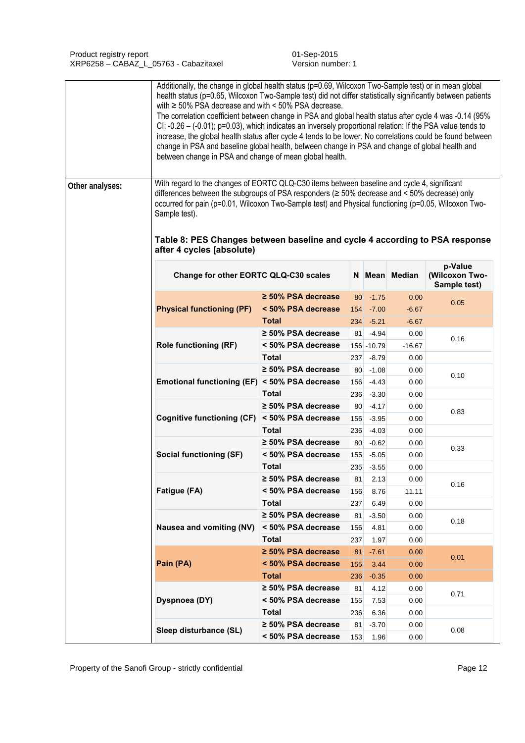Additionally, the change in global health status (p=0.69, Wilcoxon Two-Sample test) or in mean global health status (p=0.65, Wilcoxon Two-Sample test) did not differ statistically significantly between patients with ≥ 50% PSA decrease and with < 50% PSA decrease.

The correlation coefficient between change in PSA and global health status after cycle 4 was -0.14 (95% CI: -0.26 – (-0.01); p=0.03), which indicates an inversely proportional relation: If the PSA value tends to increase, the global health status after cycle 4 tends to be lower. No correlations could be found between change in PSA and baseline global health, between change in PSA and change of global health and between change in PSA and change of mean global health.

**Other analyses:**

With regard to the changes of EORTC QLQ-C30 items between baseline and cycle 4, significant differences between the subgroups of PSA responders (≥ 50% decrease and < 50% decrease) only occurred for pain (p=0.01, Wilcoxon Two-Sample test) and Physical functioning (p=0.05, Wilcoxon Two-Sample test).

### Table 8: PES Changes between baseline and cycle 4 according to PSA response after 4 cycles [absolute]

| Change for other EORTC QLQ-C30 scales | | N | Mean | Median | p-Value (Wilcoxon Two-Sample test) |
|---|---|---|---|---|---|
| **Physical functioning (PF)** | **≥ 50% PSA decrease** | 80 | -1.75 | 0.00 | 0.05 |
| | **< 50% PSA decrease** | 154 | -7.00 | -6.67 | |
| | **Total** | 234 | -5.21 | -6.67 | |
| **Role functioning (RF)** | **≥ 50% PSA decrease** | 81 | -4.94 | 0.00 | 0.16 |
| | **< 50% PSA decrease** | 156 | -10.79 | -16.67 | |
| | **Total** | 237 | -8.79 | 0.00 | |
| **Emotional functioning (EF)** | **≥ 50% PSA decrease** | 80 | -1.08 | 0.00 | 0.10 |
| | **< 50% PSA decrease** | 156 | -4.43 | 0.00 | |
| | **Total** | 236 | -3.30 | 0.00 | |
| **Cognitive functioning (CF)** | **≥ 50% PSA decrease** | 80 | -4.17 | 0.00 | 0.83 |
| | **< 50% PSA decrease** | 156 | -3.95 | 0.00 | |
| | **Total** | 236 | -4.03 | 0.00 | |
| **Social functioning (SF)** | **≥ 50% PSA decrease** | 80 | -0.62 | 0.00 | 0.33 |
| | **< 50% PSA decrease** | 155 | -5.05 | 0.00 | |
| | **Total** | 235 | -3.55 | 0.00 | |
| **Fatigue (FA)** | **≥ 50% PSA decrease** | 81 | 2.13 | 0.00 | 0.16 |
| | **< 50% PSA decrease** | 156 | 8.76 | 11.11 | |
| | **Total** | 237 | 6.49 | 0.00 | |
| **Nausea and vomiting (NV)** | **≥ 50% PSA decrease** | 81 | -3.50 | 0.00 | 0.18 |
| | **< 50% PSA decrease** | 156 | 4.81 | 0.00 | |
| | **Total** | 237 | 1.97 | 0.00 | |
| **Pain (PA)** | **≥ 50% PSA decrease** | 81 | -7.61 | 0.00 | 0.01 |
| | **< 50% PSA decrease** | 155 | 3.44 | 0.00 | |
| | **Total** | 236 | -0.35 | 0.00 | |
| **Dyspnoea (DY)** | **≥ 50% PSA decrease** | 81 | 4.12 | 0.00 | 0.71 |
| | **< 50% PSA decrease** | 155 | 7.53 | 0.00 | |
| | **Total** | 236 | 6.36 | 0.00 | |
| **Sleep disturbance (SL)** | **≥ 50% PSA decrease** | 81 | -3.70 | 0.00 | 0.08 |
| | **< 50% PSA decrease** | 153 | 1.96 | 0.00 | |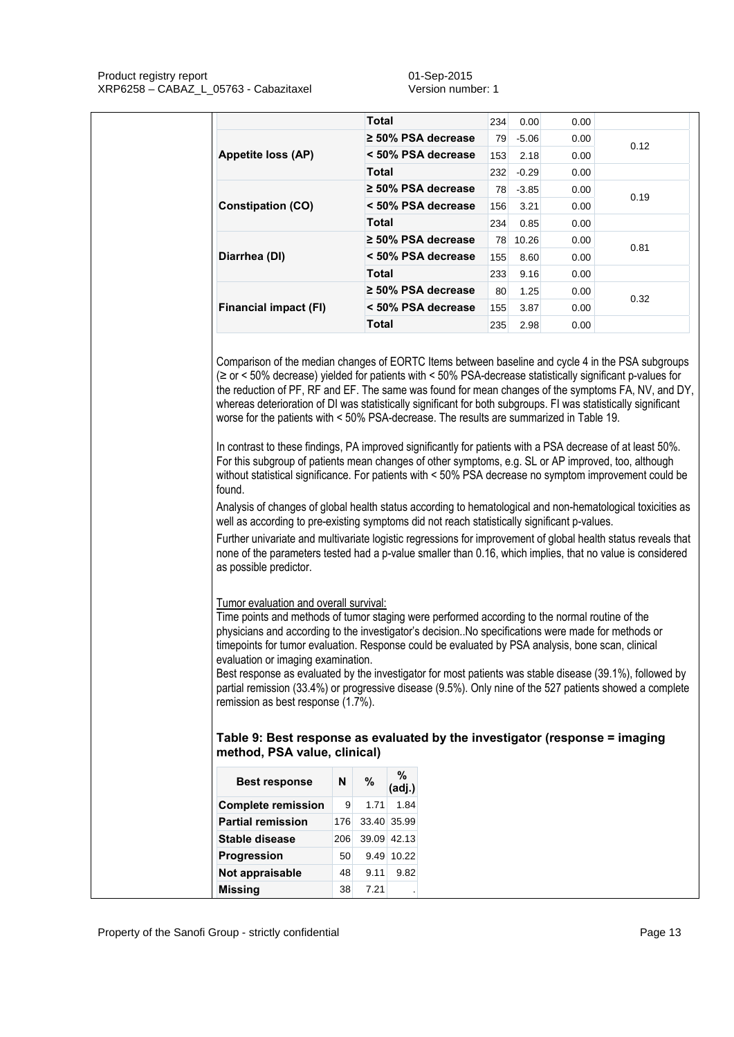| | | | | | |
|---|---|---|---|---|---|
| | Total | 234 | 0.00 | 0.00 | |
| Appetite loss (AP) | ≥ 50% PSA decrease | 79 | -5.06 | 0.00 | 0.12 |
| | < 50% PSA decrease | 153 | 2.18 | 0.00 | |
| | Total | 232 | -0.29 | 0.00 | |
| Constipation (CO) | ≥ 50% PSA decrease | 78 | -3.85 | 0.00 | 0.19 |
| | < 50% PSA decrease | 156 | 3.21 | 0.00 | |
| | Total | 234 | 0.85 | 0.00 | |
| Diarrhea (DI) | ≥ 50% PSA decrease | 78 | 10.26 | 0.00 | 0.81 |
| | < 50% PSA decrease | 155 | 8.60 | 0.00 | |
| | Total | 233 | 9.16 | 0.00 | |
| Financial impact (FI) | ≥ 50% PSA decrease | 80 | 1.25 | 0.00 | 0.32 |
| | < 50% PSA decrease | 155 | 3.87 | 0.00 | |
| | Total | 235 | 2.98 | 0.00 | |

Comparison of the median changes of EORTC Items between baseline and cycle 4 in the PSA subgroups (≥ or < 50% decrease) yielded for patients with < 50% PSA-decrease statistically significant p-values for the reduction of PF, RF and EF. The same was found for mean changes of the symptoms FA, NV, and DY, whereas deterioration of DI was statistically significant for both subgroups. FI was statistically significant worse for the patients with < 50% PSA-decrease. The results are summarized in Table 19.

In contrast to these findings, PA improved significantly for patients with a PSA decrease of at least 50%. For this subgroup of patients mean changes of other symptoms, e.g. SL or AP improved, too, although without statistical significance. For patients with < 50% PSA decrease no symptom improvement could be found.

Analysis of changes of global health status according to hematological and non-hematological toxicities as well as according to pre-existing symptoms did not reach statistically significant p-values.

Further univariate and multivariate logistic regressions for improvement of global health status reveals that none of the parameters tested had a p-value smaller than 0.16, which implies, that no value is considered as possible predictor.

Tumor evaluation and overall survival:

Time points and methods of tumor staging were performed according to the normal routine of the physicians and according to the investigator's decision..No specifications were made for methods or timepoints for tumor evaluation. Response could be evaluated by PSA analysis, bone scan, clinical evaluation or imaging examination.

Best response as evaluated by the investigator for most patients was stable disease (39.1%), followed by partial remission (33.4%) or progressive disease (9.5%). Only nine of the 527 patients showed a complete remission as best response (1.7%).

### Table 9: Best response as evaluated by the investigator (response = imaging method, PSA value, clinical)

| Best response | N | % | % (adj.) |
|---|---|---|---|
| Complete remission | 9 | 1.71 | 1.84 |
| Partial remission | 176 | 33.40 | 35.99 |
| Stable disease | 206 | 39.09 | 42.13 |
| Progression | 50 | 9.49 | 10.22 |
| Not appraisable | 48 | 9.11 | 9.82 |
| Missing | 38 | 7.21 | . |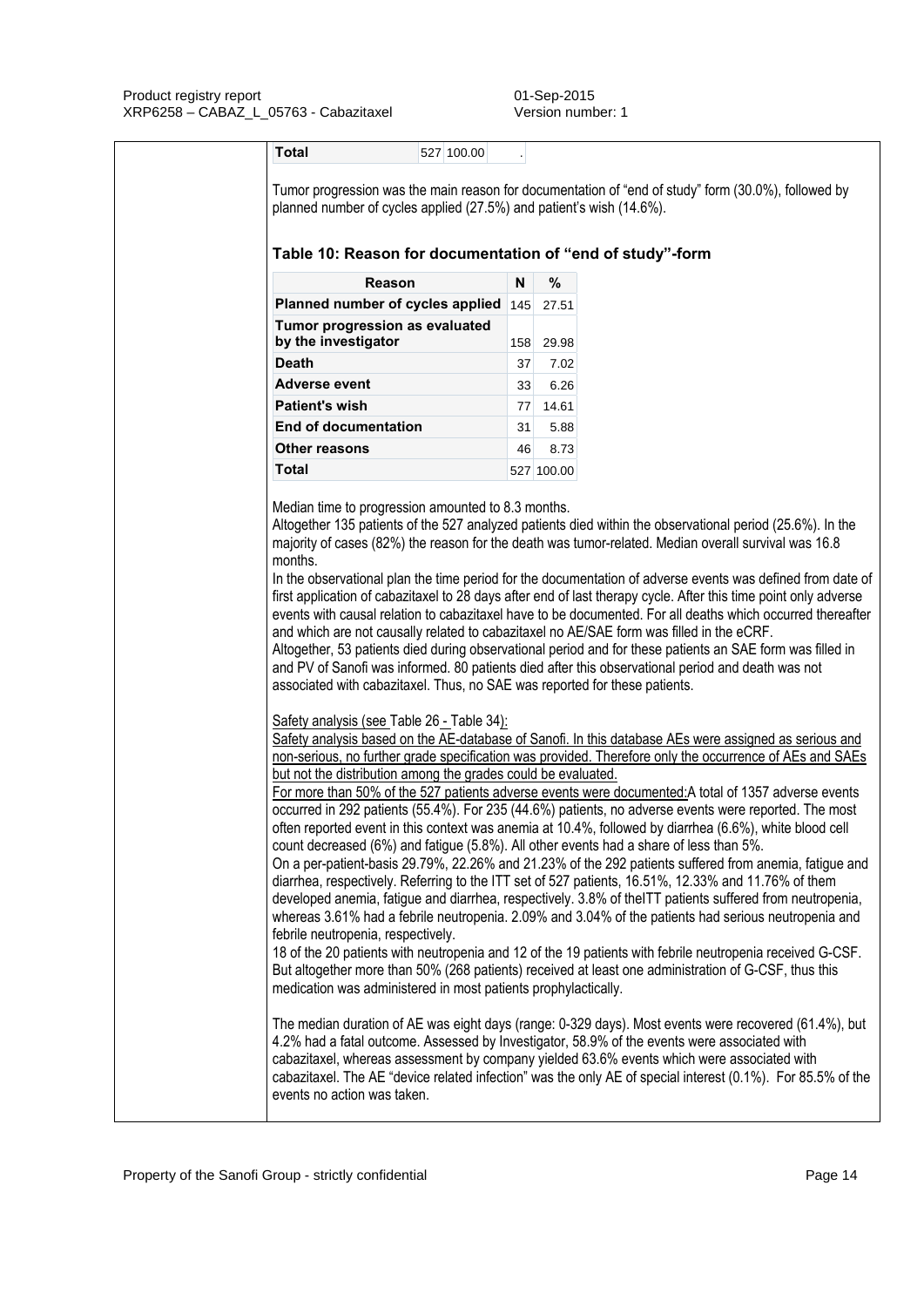| Total | 527 | 100.00 | . |
|---|---|---|---|

Tumor progression was the main reason for documentation of "end of study" form (30.0%), followed by planned number of cycles applied (27.5%) and patient's wish (14.6%).

### Table 10: Reason for documentation of "end of study"-form

| Reason | N | % |
|---|---|---|
| Planned number of cycles applied | 145 | 27.51 |
| Tumor progression as evaluated by the investigator | 158 | 29.98 |
| Death | 37 | 7.02 |
| Adverse event | 33 | 6.26 |
| Patient's wish | 77 | 14.61 |
| End of documentation | 31 | 5.88 |
| Other reasons | 46 | 8.73 |
| Total | 527 | 100.00 |

Median time to progression amounted to 8.3 months.
Altogether 135 patients of the 527 analyzed patients died within the observational period (25.6%). In the majority of cases (82%) the reason for the death was tumor-related. Median overall survival was 16.8 months.
In the observational plan the time period for the documentation of adverse events was defined from date of first application of cabazitaxel to 28 days after end of last therapy cycle. After this time point only adverse events with causal relation to cabazitaxel have to be documented. For all deaths which occurred thereafter and which are not causally related to cabazitaxel no AE/SAE form was filled in the eCRF.
Altogether, 53 patients died during observational period and for these patients an SAE form was filled in and PV of Sanofi was informed. 80 patients died after this observational period and death was not associated with cabazitaxel. Thus, no SAE was reported for these patients.

Safety analysis (see Table 26 - Table 34):
Safety analysis based on the AE-database of Sanofi. In this database AEs were assigned as serious and non-serious, no further grade specification was provided. Therefore only the occurrence of AEs and SAEs but not the distribution among the grades could be evaluated.
For more than 50% of the 527 patients adverse events were documented:A total of 1357 adverse events occurred in 292 patients (55.4%). For 235 (44.6%) patients, no adverse events were reported. The most often reported event in this context was anemia at 10.4%, followed by diarrhea (6.6%), white blood cell count decreased (6%) and fatigue (5.8%). All other events had a share of less than 5%.
On a per-patient-basis 29.79%, 22.26% and 21.23% of the 292 patients suffered from anemia, fatigue and diarrhea, respectively. Referring to the ITT set of 527 patients, 16.51%, 12.33% and 11.76% of them developed anemia, fatigue and diarrhea, respectively. 3.8% of theITT patients suffered from neutropenia, whereas 3.61% had a febrile neutropenia. 2.09% and 3.04% of the patients had serious neutropenia and febrile neutropenia, respectively.
18 of the 20 patients with neutropenia and 12 of the 19 patients with febrile neutropenia received G-CSF. But altogether more than 50% (268 patients) received at least one administration of G-CSF, thus this medication was administered in most patients prophylactically.

The median duration of AE was eight days (range: 0-329 days). Most events were recovered (61.4%), but 4.2% had a fatal outcome. Assessed by Investigator, 58.9% of the events were associated with cabazitaxel, whereas assessment by company yielded 63.6% events which were associated with cabazitaxel. The AE "device related infection" was the only AE of special interest (0.1%). For 85.5% of the events no action was taken.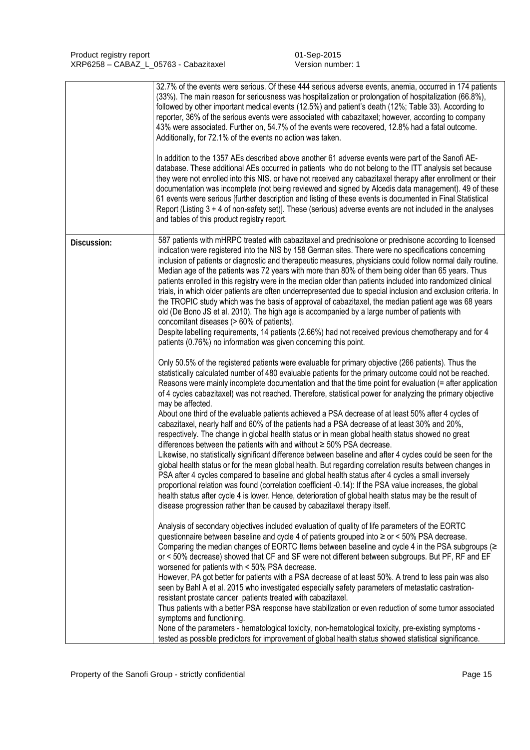| | |
|---|---|
| | 32.7% of the events were serious. Of these 444 serious adverse events, anemia, occurred in 174 patients (33%). The main reason for seriousness was hospitalization or prolongation of hospitalization (66.8%), followed by other important medical events (12.5%) and patient's death (12%; Table 33). According to reporter, 36% of the serious events were associated with cabazitaxel; however, according to company 43% were associated. Further on, 54.7% of the events were recovered, 12.8% had a fatal outcome. Additionally, for 72.1% of the events no action was taken.<br><br>In addition to the 1357 AEs described above another 61 adverse events were part of the Sanofi AE-database. These additional AEs occurred in patients who do not belong to the ITT analysis set because they were not enrolled into this NIS. or have not received any cabazitaxel therapy after enrollment or their documentation was incomplete (not being reviewed and signed by Alcedis data management). 49 of these 61 events were serious [further description and listing of these events is documented in Final Statistical Report (Listing 3 + 4 of non-safety set)]. These (serious) adverse events are not included in the analyses and tables of this product registry report. |
| **Discussion:** | 587 patients with mHRPC treated with cabazitaxel and prednisolone or prednisone according to licensed indication were registered into the NIS by 158 German sites. There were no specifications concerning inclusion of patients or diagnostic and therapeutic measures, physicians could follow normal daily routine. Median age of the patients was 72 years with more than 80% of them being older than 65 years. Thus patients enrolled in this registry were in the median older than patients included into randomized clinical trials, in which older patients are often underrepresented due to special inclusion and exclusion criteria. In the TROPIC study which was the basis of approval of cabazitaxel, the median patient age was 68 years old (De Bono JS et al. 2010). The high age is accompanied by a large number of patients with concomitant diseases (> 60% of patients).<br>Despite labelling requirements, 14 patients (2.66%) had not received previous chemotherapy and for 4 patients (0.76%) no information was given concerning this point.<br><br>Only 50.5% of the registered patients were evaluable for primary objective (266 patients). Thus the statistically calculated number of 480 evaluable patients for the primary outcome could not be reached. Reasons were mainly incomplete documentation and that the time point for evaluation (= after application of 4 cycles cabazitaxel) was not reached. Therefore, statistical power for analyzing the primary objective may be affected.<br>About one third of the evaluable patients achieved a PSA decrease of at least 50% after 4 cycles of cabazitaxel, nearly half and 60% of the patients had a PSA decrease of at least 30% and 20%, respectively. The change in global health status or in mean global health status showed no great differences between the patients with and without ≥ 50% PSA decrease.<br>Likewise, no statistically significant difference between baseline and after 4 cycles could be seen for the global health status or for the mean global health. But regarding correlation results between changes in PSA after 4 cycles compared to baseline and global health status after 4 cycles a small inversely proportional relation was found (correlation coefficient -0.14): If the PSA value increases, the global health status after cycle 4 is lower. Hence, deterioration of global health status may be the result of disease progression rather than be caused by cabazitaxel therapy itself.<br><br>Analysis of secondary objectives included evaluation of quality of life parameters of the EORTC questionnaire between baseline and cycle 4 of patients grouped into ≥ or < 50% PSA decrease.<br>Comparing the median changes of EORTC Items between baseline and cycle 4 in the PSA subgroups (≥ or < 50% decrease) showed that CF and SF were not different between subgroups. But PF, RF and EF worsened for patients with < 50% PSA decrease.<br>However, PA got better for patients with a PSA decrease of at least 50%. A trend to less pain was also seen by Bahl A et al. 2015 who investigated especially safety parameters of metastatic castration-resistant prostate cancer patients treated with cabazitaxel.<br>Thus patients with a better PSA response have stabilization or even reduction of some tumor associated symptoms and functioning.<br>None of the parameters - hematological toxicity, non-hematological toxicity, pre-existing symptoms - tested as possible predictors for improvement of global health status showed statistical significance. |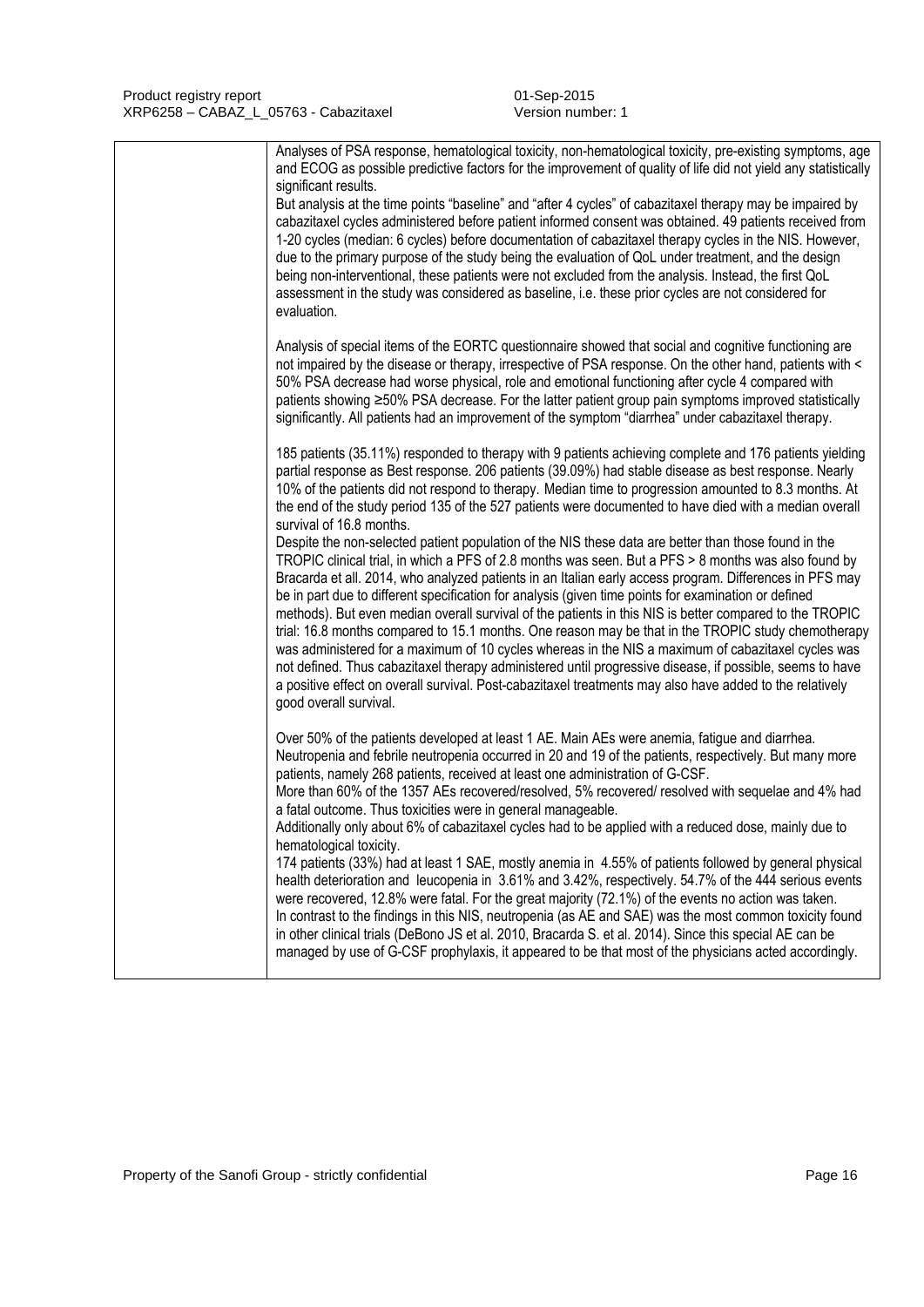Analyses of PSA response, hematological toxicity, non-hematological toxicity, pre-existing symptoms, age and ECOG as possible predictive factors for the improvement of quality of life did not yield any statistically significant results.

But analysis at the time points "baseline" and "after 4 cycles" of cabazitaxel therapy may be impaired by cabazitaxel cycles administered before patient informed consent was obtained. 49 patients received from 1-20 cycles (median: 6 cycles) before documentation of cabazitaxel therapy cycles in the NIS. However, due to the primary purpose of the study being the evaluation of QoL under treatment, and the design being non-interventional, these patients were not excluded from the analysis. Instead, the first QoL assessment in the study was considered as baseline, i.e. these prior cycles are not considered for evaluation.

Analysis of special items of the EORTC questionnaire showed that social and cognitive functioning are not impaired by the disease or therapy, irrespective of PSA response. On the other hand, patients with < 50% PSA decrease had worse physical, role and emotional functioning after cycle 4 compared with patients showing ≥50% PSA decrease. For the latter patient group pain symptoms improved statistically significantly. All patients had an improvement of the symptom "diarrhea" under cabazitaxel therapy.

185 patients (35.11%) responded to therapy with 9 patients achieving complete and 176 patients yielding partial response as Best response. 206 patients (39.09%) had stable disease as best response. Nearly 10% of the patients did not respond to therapy. Median time to progression amounted to 8.3 months. At the end of the study period 135 of the 527 patients were documented to have died with a median overall survival of 16.8 months.

Despite the non-selected patient population of the NIS these data are better than those found in the TROPIC clinical trial, in which a PFS of 2.8 months was seen. But a PFS > 8 months was also found by Bracarda et all. 2014, who analyzed patients in an Italian early access program. Differences in PFS may be in part due to different specification for analysis (given time points for examination or defined methods). But even median overall survival of the patients in this NIS is better compared to the TROPIC trial: 16.8 months compared to 15.1 months. One reason may be that in the TROPIC study chemotherapy was administered for a maximum of 10 cycles whereas in the NIS a maximum of cabazitaxel cycles was not defined. Thus cabazitaxel therapy administered until progressive disease, if possible, seems to have a positive effect on overall survival. Post-cabazitaxel treatments may also have added to the relatively good overall survival.

Over 50% of the patients developed at least 1 AE. Main AEs were anemia, fatigue and diarrhea. Neutropenia and febrile neutropenia occurred in 20 and 19 of the patients, respectively. But many more patients, namely 268 patients, received at least one administration of G-CSF.

More than 60% of the 1357 AEs recovered/resolved, 5% recovered/ resolved with sequelae and 4% had a fatal outcome. Thus toxicities were in general manageable.

Additionally only about 6% of cabazitaxel cycles had to be applied with a reduced dose, mainly due to hematological toxicity.

174 patients (33%) had at least 1 SAE, mostly anemia in 4.55% of patients followed by general physical health deterioration and leucopenia in 3.61% and 3.42%, respectively. 54.7% of the 444 serious events were recovered, 12.8% were fatal. For the great majority (72.1%) of the events no action was taken.

In contrast to the findings in this NIS, neutropenia (as AE and SAE) was the most common toxicity found in other clinical trials (DeBono JS et al. 2010, Bracarda S. et al. 2014). Since this special AE can be managed by use of G-CSF prophylaxis, it appeared to be that most of the physicians acted accordingly.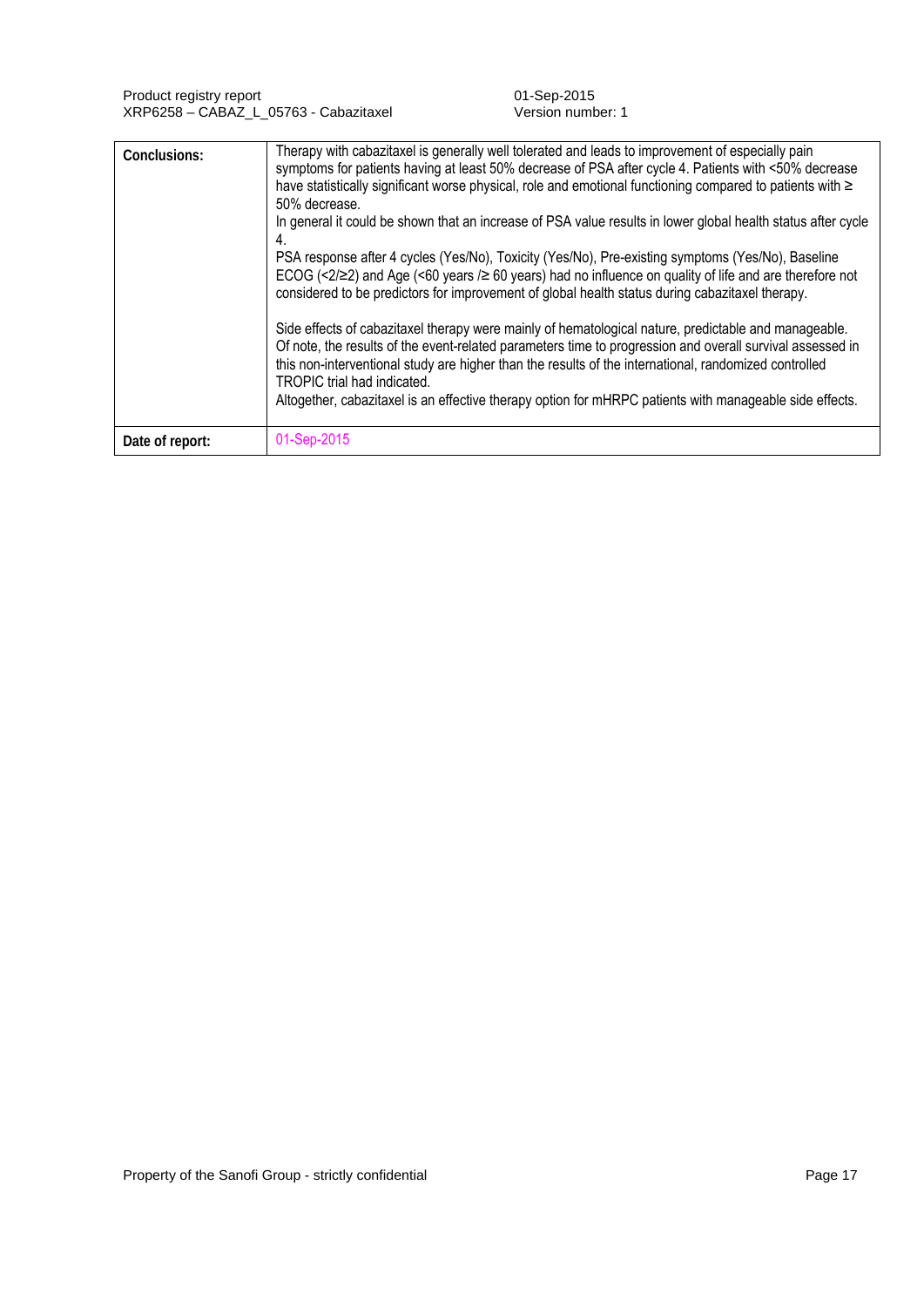| | |
|---|---|
| **Conclusions:** | Therapy with cabazitaxel is generally well tolerated and leads to improvement of especially pain symptoms for patients having at least 50% decrease of PSA after cycle 4. Patients with <50% decrease have statistically significant worse physical, role and emotional functioning compared to patients with ≥ 50% decrease.<br>In general it could be shown that an increase of PSA value results in lower global health status after cycle 4.<br>PSA response after 4 cycles (Yes/No), Toxicity (Yes/No), Pre-existing symptoms (Yes/No), Baseline ECOG (<2/≥2) and Age (<60 years /≥ 60 years) had no influence on quality of life and are therefore not considered to be predictors for improvement of global health status during cabazitaxel therapy.<br><br>Side effects of cabazitaxel therapy were mainly of hematological nature, predictable and manageable.<br>Of note, the results of the event-related parameters time to progression and overall survival assessed in this non-interventional study are higher than the results of the international, randomized controlled TROPIC trial had indicated.<br>Altogether, cabazitaxel is an effective therapy option for mHRPC patients with manageable side effects. |
| **Date of report:** | 01-Sep-2015 |